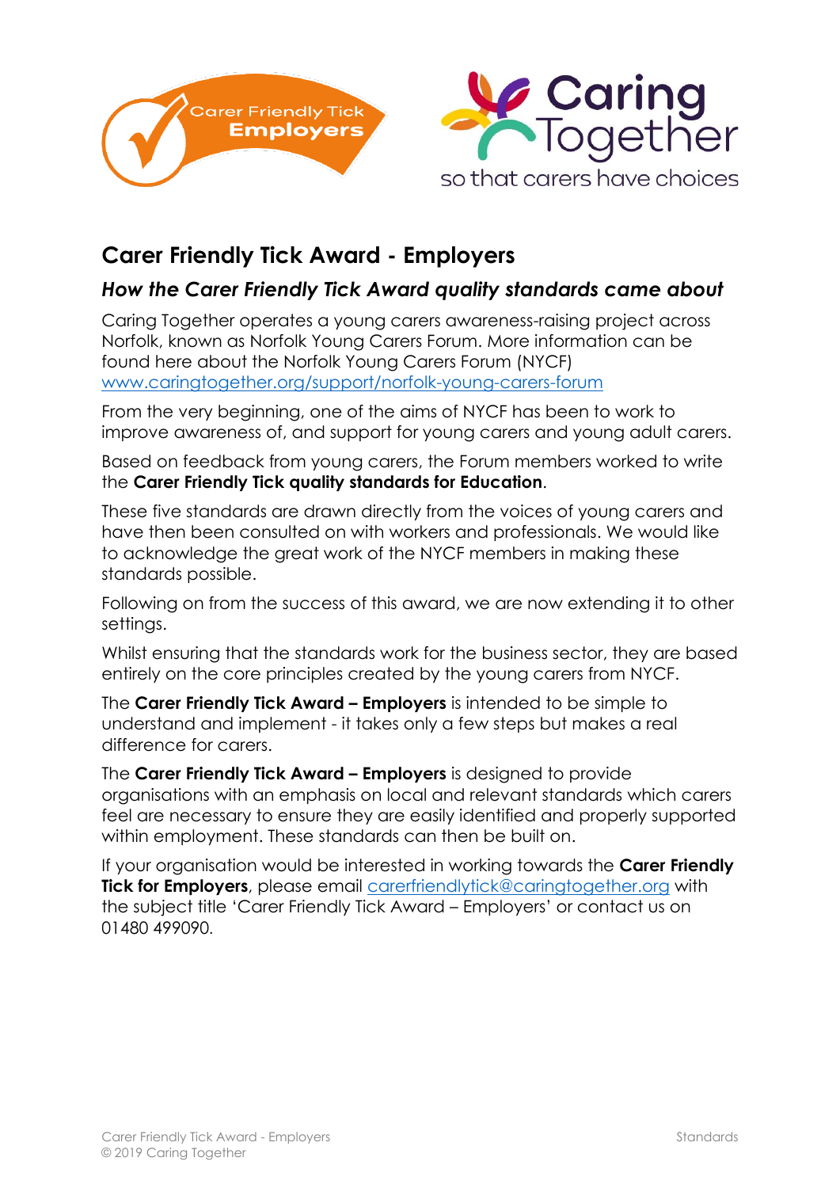# Carer Friendly Tick Award - Employers

## *How the Carer Friendly Tick Award quality standards came about*

Caring Together operates a young carers awareness-raising project across Norfolk, known as Norfolk Young Carers Forum. More information can be found here about the Norfolk Young Carers Forum (NYCF) [www.caringtogether.org/support/norfolk-young-carers-forum](www.caringtogether.org/support/norfolk-young-carers-forum)

From the very beginning, one of the aims of NYCF has been to work to improve awareness of, and support for young carers and young adult carers.

Based on feedback from young carers, the Forum members worked to write the **Carer Friendly Tick quality standards for Education**.

These five standards are drawn directly from the voices of young carers and have then been consulted on with workers and professionals. We would like to acknowledge the great work of the NYCF members in making these standards possible.

Following on from the success of this award, we are now extending it to other settings.

Whilst ensuring that the standards work for the business sector, they are based entirely on the core principles created by the young carers from NYCF.

The **Carer Friendly Tick Award – Employers** is intended to be simple to understand and implement - it takes only a few steps but makes a real difference for carers.

The **Carer Friendly Tick Award – Employers** is designed to provide organisations with an emphasis on local and relevant standards which carers feel are necessary to ensure they are easily identified and properly supported within employment. These standards can then be built on.

If your organisation would be interested in working towards the **Carer Friendly Tick for Employers**, please email [carerfriendlytick@caringtogether.org](mailto:carerfriendlytick@caringtogether.org) with the subject title 'Carer Friendly Tick Award – Employers' or contact us on 01480 499090.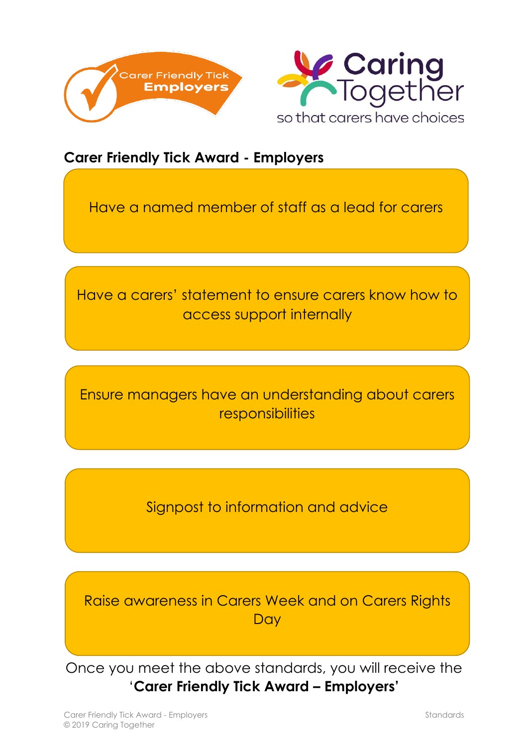## Carer Friendly Tick Award - Employers

Have a named member of staff as a lead for carers

Have a carers' statement to ensure carers know how to access support internally

Ensure managers have an understanding about carers responsibilities

Signpost to information and advice

Raise awareness in Carers Week and on Carers Rights Day

Once you meet the above standards, you will receive the '**Carer Friendly Tick Award – Employers'**